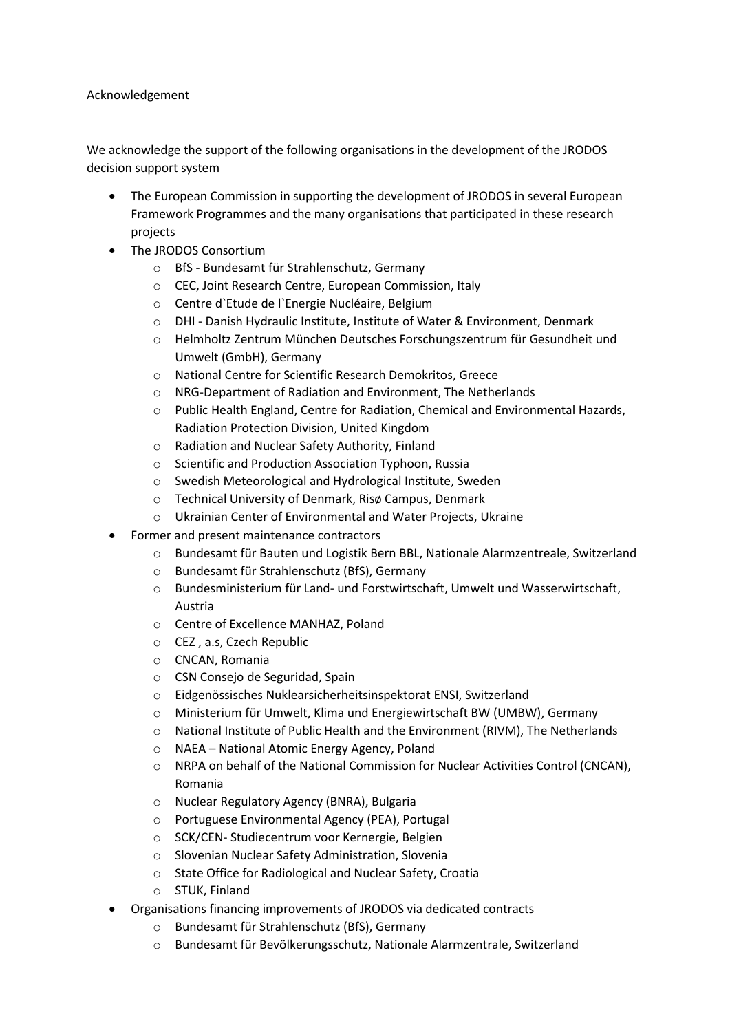Acknowledgement

We acknowledge the support of the following organisations in the development of the JRODOS decision support system

- The European Commission in supporting the development of JRODOS in several European Framework Programmes and the many organisations that participated in these research projects
- The JRODOS Consortium
  - BfS - Bundesamt für Strahlenschutz, Germany
  - CEC, Joint Research Centre, European Commission, Italy
  - Centre d`Etude de l`Energie Nucléaire, Belgium
  - DHI - Danish Hydraulic Institute, Institute of Water & Environment, Denmark
  - Helmholtz Zentrum München Deutsches Forschungszentrum für Gesundheit und Umwelt (GmbH), Germany
  - National Centre for Scientific Research Demokritos, Greece
  - NRG-Department of Radiation and Environment, The Netherlands
  - Public Health England, Centre for Radiation, Chemical and Environmental Hazards, Radiation Protection Division, United Kingdom
  - Radiation and Nuclear Safety Authority, Finland
  - Scientific and Production Association Typhoon, Russia
  - Swedish Meteorological and Hydrological Institute, Sweden
  - Technical University of Denmark, Risø Campus, Denmark
  - Ukrainian Center of Environmental and Water Projects, Ukraine
- Former and present maintenance contractors
  - Bundesamt für Bauten und Logistik Bern BBL, Nationale Alarmzentreale, Switzerland
  - Bundesamt für Strahlenschutz (BfS), Germany
  - Bundesministerium für Land- und Forstwirtschaft, Umwelt und Wasserwirtschaft, Austria
  - Centre of Excellence MANHAZ, Poland
  - CEZ , a.s, Czech Republic
  - CNCAN, Romania
  - CSN Consejo de Seguridad, Spain
  - Eidgenössisches Nuklearsicherheitsinspektorat ENSI, Switzerland
  - Ministerium für Umwelt, Klima und Energiewirtschaft BW (UMBW), Germany
  - National Institute of Public Health and the Environment (RIVM), The Netherlands
  - NAEA – National Atomic Energy Agency, Poland
  - NRPA on behalf of the National Commission for Nuclear Activities Control (CNCAN), Romania
  - Nuclear Regulatory Agency (BNRA), Bulgaria
  - Portuguese Environmental Agency (PEA), Portugal
  - SCK/CEN- Studiecentrum voor Kernergie, Belgien
  - Slovenian Nuclear Safety Administration, Slovenia
  - State Office for Radiological and Nuclear Safety, Croatia
  - STUK, Finland
- Organisations financing improvements of JRODOS via dedicated contracts
  - Bundesamt für Strahlenschutz (BfS), Germany
  - Bundesamt für Bevölkerungsschutz, Nationale Alarmzentrale, Switzerland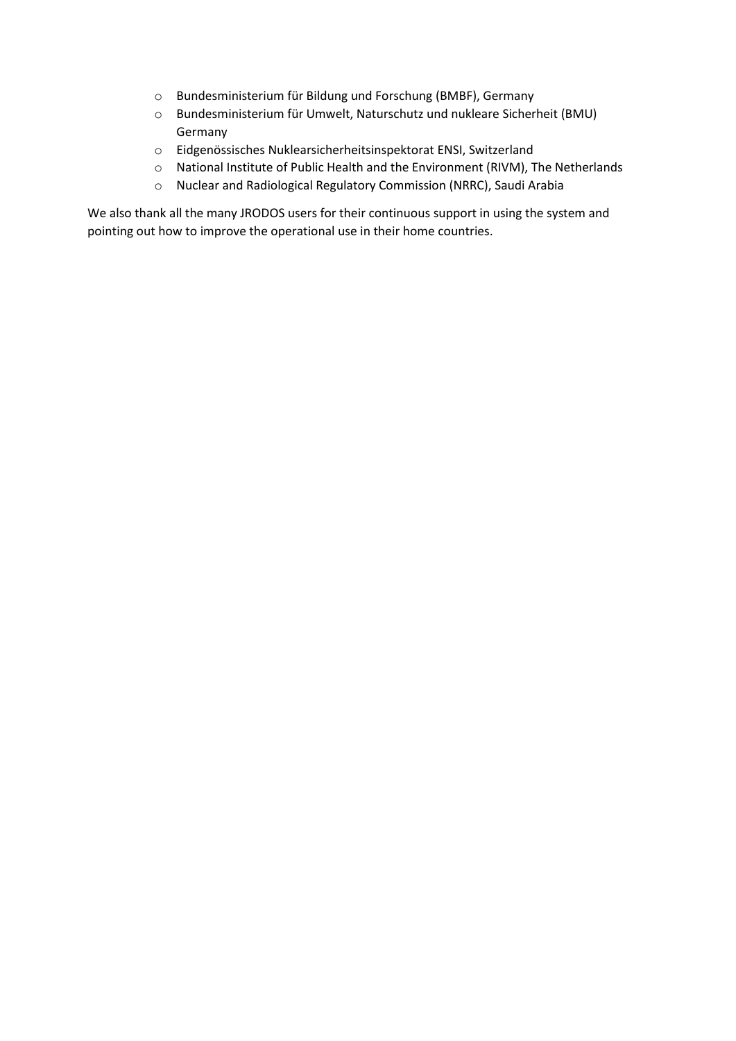- Bundesministerium für Bildung und Forschung (BMBF), Germany
- Bundesministerium für Umwelt, Naturschutz und nukleare Sicherheit (BMU) Germany
- Eidgenössisches Nuklearsicherheitsinspektorat ENSI, Switzerland
- National Institute of Public Health and the Environment (RIVM), The Netherlands
- Nuclear and Radiological Regulatory Commission (NRRC), Saudi Arabia

We also thank all the many JRODOS users for their continuous support in using the system and pointing out how to improve the operational use in their home countries.